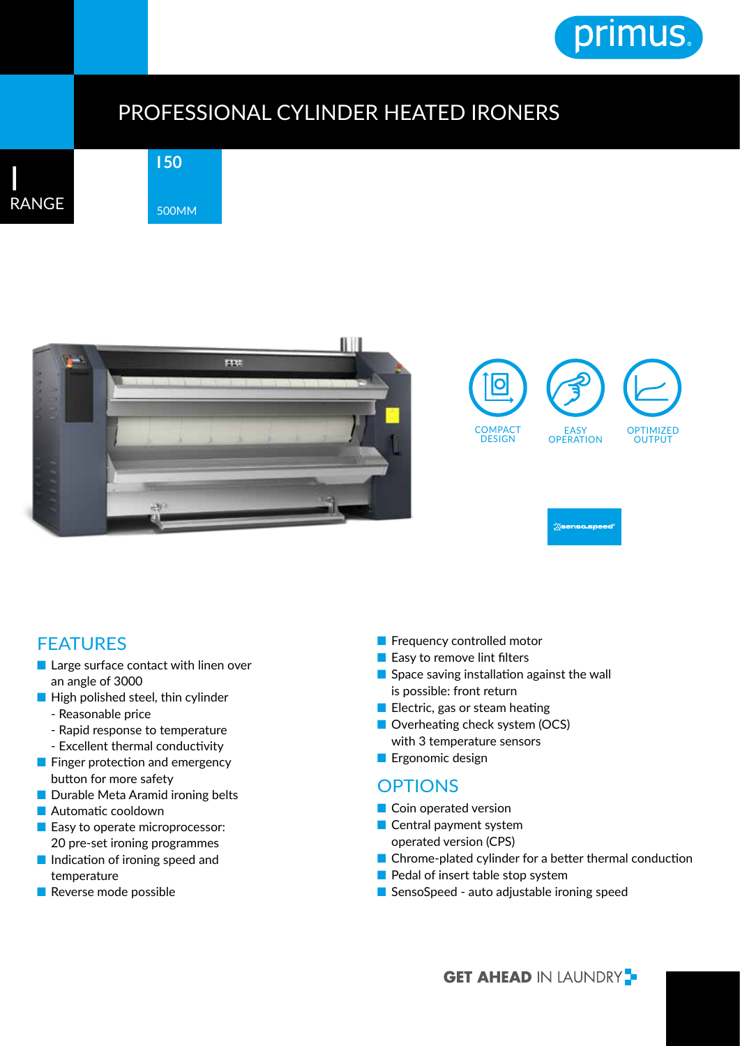primus

# PROFESSIONAL CYLINDER HEATED IRONERS

I RANGE

**I50**

500MM

COMPACT DESIGN

EASY OPERATION

OPTIMIZED OUTPUT

sensospeed

## FEATURES

- Large surface contact with linen over an angle of 3000
- High polished steel, thin cylinder
  - Reasonable price
  - Rapid response to temperature
  - Excellent thermal conductivity
- Finger protection and emergency button for more safety
- Durable Meta Aramid ironing belts
- Automatic cooldown
- Easy to operate microprocessor: 20 pre-set ironing programmes
- Indication of ironing speed and temperature
- Reverse mode possible
- Frequency controlled motor
- Easy to remove lint filters
- Space saving installation against the wall is possible: front return
- Electric, gas or steam heating
- Overheating check system (OCS) with 3 temperature sensors
- Ergonomic design

## OPTIONS

- Coin operated version
- Central payment system operated version (CPS)
- Chrome-plated cylinder for a better thermal conduction
- Pedal of insert table stop system
- SensoSpeed - auto adjustable ironing speed

**GET AHEAD** IN LAUNDRY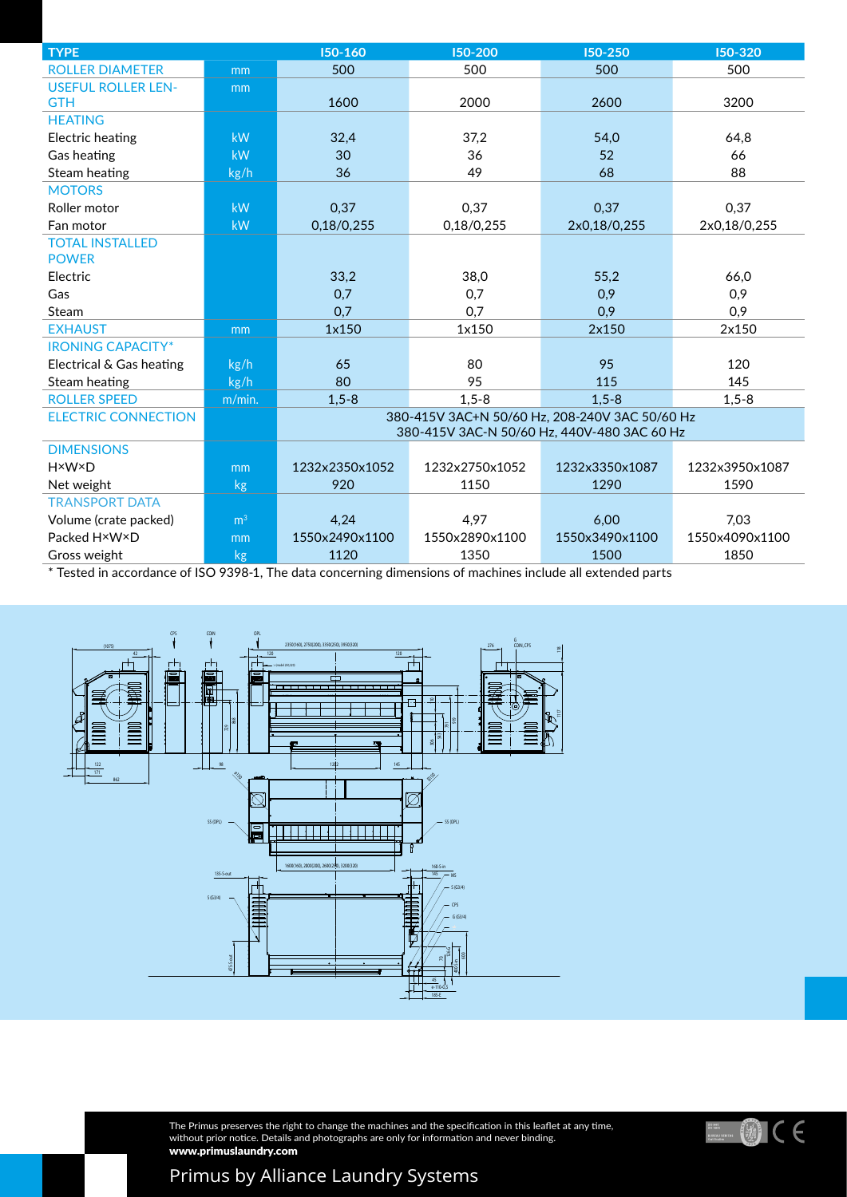| TYPE | | I50-160 | I50-200 | I50-250 | I50-320 |
|---|---|---|---|---|---|
| ROLLER DIAMETER | mm | 500 | 500 | 500 | 500 |
| USEFUL ROLLER LENGTH | mm | 1600 | 2000 | 2600 | 3200 |
| HEATING | | | | | |
| Electric heating | kW | 32,4 | 37,2 | 54,0 | 64,8 |
| Gas heating | kW | 30 | 36 | 52 | 66 |
| Steam heating | kg/h | 36 | 49 | 68 | 88 |
| MOTORS | | | | | |
| Roller motor | kW | 0,37 | 0,37 | 0,37 | 0,37 |
| Fan motor | kW | 0,18/0,255 | 0,18/0,255 | 2x0,18/0,255 | 2x0,18/0,255 |
| TOTAL INSTALLED POWER | | | | | |
| Electric | | 33,2 | 38,0 | 55,2 | 66,0 |
| Gas | | 0,7 | 0,7 | 0,9 | 0,9 |
| Steam | | 0,7 | 0,7 | 0,9 | 0,9 |
| EXHAUST | mm | 1x150 | 1x150 | 2x150 | 2x150 |
| IRONING CAPACITY* | | | | | |
| Electrical & Gas heating | kg/h | 65 | 80 | 95 | 120 |
| Steam heating | kg/h | 80 | 95 | 115 | 145 |
| ROLLER SPEED | m/min. | 1,5-8 | 1,5-8 | 1,5-8 | 1,5-8 |
| ELECTRIC CONNECTION | | 380-415V 3AC+N 50/60 Hz, 208-240V 3AC 50/60 Hz 380-415V 3AC-N 50/60 Hz, 440V-480 3AC 60 Hz | | | |
| DIMENSIONS | | | | | |
| H×W×D | mm | 1232x2350x1052 | 1232x2750x1052 | 1232x3350x1087 | 1232x3950x1087 |
| Net weight | kg | 920 | 1150 | 1290 | 1590 |
| TRANSPORT DATA | | | | | |
| Volume (crate packed) | $m^3$ | 4,24 | 4,97 | 6,00 | 7,03 |
| Packed H×W×D | mm | 1550x2490x1100 | 1550x2890x1100 | 1550x3490x1100 | 1550x4090x1100 |
| Gross weight | kg | 1120 | 1350 | 1500 | 1850 |

* Tested in accordance of ISO 9398-1, The data concerning dimensions of machines include all extended parts

The Primus preserves the right to change the machines and the specification in this leaflet at any time, without prior notice. Details and photographs are only for information and never binding.
**www.primuslaundry.com**

Primus by Alliance Laundry Systems